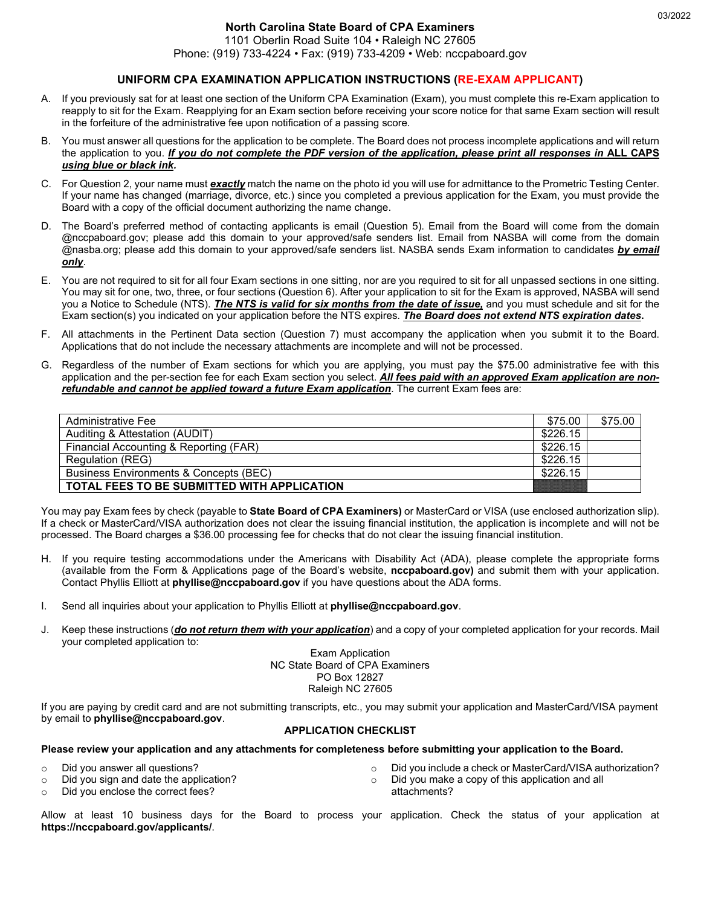03/2022

**North Carolina State Board of CPA Examiners**
1101 Oberlin Road Suite 104 • Raleigh NC 27605
Phone: (919) 733-4224 • Fax: (919) 733-4209 • Web: nccpaboard.gov

## UNIFORM CPA EXAMINATION APPLICATION INSTRUCTIONS (RE-EXAM APPLICANT)

A. If you previously sat for at least one section of the Uniform CPA Examination (Exam), you must complete this re-Exam application to reapply to sit for the Exam. Reapplying for an Exam section before receiving your score notice for that same Exam section will result in the forfeiture of the administrative fee upon notification of a passing score.

B. You must answer all questions for the application to be complete. The Board does not process incomplete applications and will return the application to you. ***If you do not complete the PDF version of the application, please print all responses in* ALL CAPS *using blue or black ink.***

C. For Question 2, your name must ***exactly*** match the name on the photo id you will use for admittance to the Prometric Testing Center. If your name has changed (marriage, divorce, etc.) since you completed a previous application for the Exam, you must provide the Board with a copy of the official document authorizing the name change.

D. The Board's preferred method of contacting applicants is email (Question 5). Email from the Board will come from the domain @nccpaboard.gov; please add this domain to your approved/safe senders list. Email from NASBA will come from the domain @nasba.org; please add this domain to your approved/safe senders list. NASBA sends Exam information to candidates ***by email only***.

E. You are not required to sit for all four Exam sections in one sitting, nor are you required to sit for all unpassed sections in one sitting. You may sit for one, two, three, or four sections (Question 6). After your application to sit for the Exam is approved, NASBA will send you a Notice to Schedule (NTS). ***The NTS is valid for six months from the date of issue,*** and you must schedule and sit for the Exam section(s) you indicated on your application before the NTS expires. ***The Board does not extend NTS expiration dates.***

F. All attachments in the Pertinent Data section (Question 7) must accompany the application when you submit it to the Board. Applications that do not include the necessary attachments are incomplete and will not be processed.

G. Regardless of the number of Exam sections for which you are applying, you must pay the $75.00 administrative fee with this application and the per-section fee for each Exam section you select. ***All fees paid with an approved Exam application are non-refundable and cannot be applied toward a future Exam application***. The current Exam fees are:

| | | |
|---|---|---|
| Administrative Fee | $75.00 | $75.00 |
| Auditing & Attestation (AUDIT) | $226.15 | |
| Financial Accounting & Reporting (FAR) | $226.15 | |
| Regulation (REG) | $226.15 | |
| Business Environments & Concepts (BEC) | $226.15 | |
| **TOTAL FEES TO BE SUBMITTED WITH APPLICATION** | | |

You may pay Exam fees by check (payable to **State Board of CPA Examiners)** or MasterCard or VISA (use enclosed authorization slip). If a check or MasterCard/VISA authorization does not clear the issuing financial institution, the application is incomplete and will not be processed. The Board charges a $36.00 processing fee for checks that do not clear the issuing financial institution.

H. If you require testing accommodations under the Americans with Disability Act (ADA), please complete the appropriate forms (available from the Form & Applications page of the Board's website, **nccpaboard.gov)** and submit them with your application. Contact Phyllis Elliott at **phyllise@nccpaboard.gov** if you have questions about the ADA forms.

I. Send all inquiries about your application to Phyllis Elliott at **phyllise@nccpaboard.gov**.

J. Keep these instructions (***do not return them with your application***) and a copy of your completed application for your records. Mail your completed application to:

Exam Application
NC State Board of CPA Examiners
PO Box 12827
Raleigh NC 27605

If you are paying by credit card and are not submitting transcripts, etc., you may submit your application and MasterCard/VISA payment by email to **phyllise@nccpaboard.gov**.

### APPLICATION CHECKLIST

**Please review your application and any attachments for completeness before submitting your application to the Board.**

- Did you answer all questions?
- Did you sign and date the application?
- Did you enclose the correct fees?
- Did you include a check or MasterCard/VISA authorization?
- Did you make a copy of this application and all attachments?

Allow at least 10 business days for the Board to process your application. Check the status of your application at **https://nccpaboard.gov/applicants/**.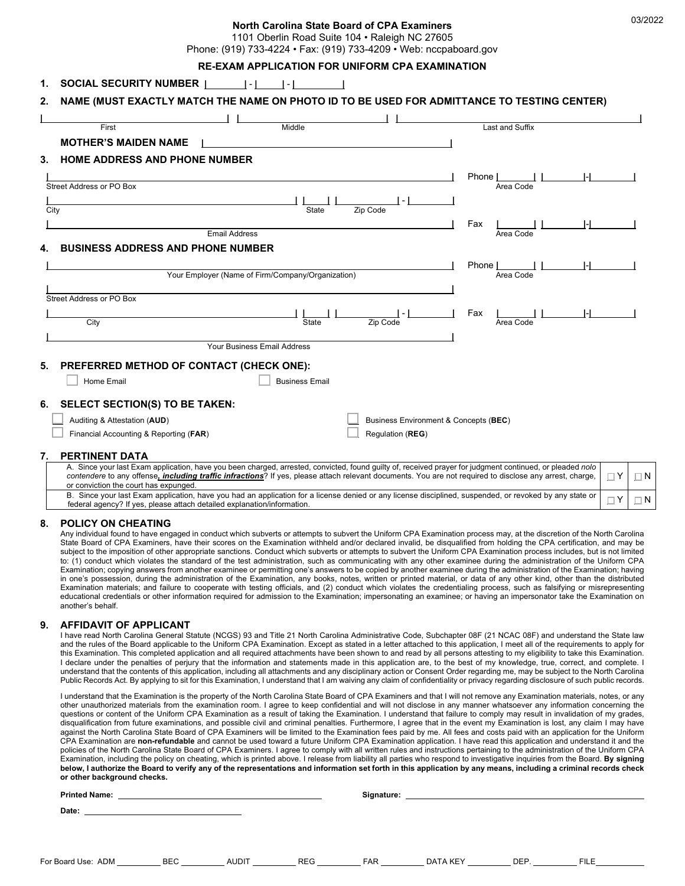03/2022

**North Carolina State Board of CPA Examiners**
1101 Oberlin Road Suite 104 • Raleigh NC 27605
Phone: (919) 733-4224 • Fax: (919) 733-4209 • Web: nccpaboard.gov

## RE-EXAM APPLICATION FOR UNIFORM CPA EXAMINATION

**1. SOCIAL SECURITY NUMBER** | | - | | - | |

**2. NAME (MUST EXACTLY MATCH THE NAME ON PHOTO ID TO BE USED FOR ADMITTANCE TO TESTING CENTER)**

First | Middle | Last and Suffix

**MOTHER'S MAIDEN NAME**

**3. HOME ADDRESS AND PHONE NUMBER**

Street Address or PO Box — Phone (Area Code) | | - |

City — State — Zip Code | | - |

Email Address — Fax (Area Code) | | - |

**4. BUSINESS ADDRESS AND PHONE NUMBER**

Your Employer (Name of Firm/Company/Organization) — Phone (Area Code) | | - |

Street Address or PO Box

City — State — Zip Code | | - | — Fax (Area Code) | | - |

Your Business Email Address

**5. PREFERRED METHOD OF CONTACT (CHECK ONE):**

☐ Home Email ☐ Business Email

**6. SELECT SECTION(S) TO BE TAKEN:**

☐ Auditing & Attestation (**AUD**)
☐ Financial Accounting & Reporting (**FAR**)
☐ Business Environment & Concepts (**BEC**)
☐ Regulation (**REG**)

**7. PERTINENT DATA**

| | | |
|---|---|---|
| A. Since your last Exam application, have you been charged, arrested, convicted, found guilty of, received prayer for judgment continued, or pleaded *nolo contendere* to any offense***, including traffic infractions***? If yes, please attach relevant documents. You are not required to disclose any arrest, charge, or conviction the court has expunged. | ☐ Y | ☐ N |
| B. Since your last Exam application, have you had an application for a license denied or any license disciplined, suspended, or revoked by any state or federal agency? If yes, please attach detailed explanation/information. | ☐ Y | ☐ N |

**8. POLICY ON CHEATING**

Any individual found to have engaged in conduct which subverts or attempts to subvert the Uniform CPA Examination process may, at the discretion of the North Carolina State Board of CPA Examiners, have their scores on the Examination withheld and/or declared invalid, be disqualified from holding the CPA certification, and may be subject to the imposition of other appropriate sanctions. Conduct which subverts or attempts to subvert the Uniform CPA Examination process includes, but is not limited to: (1) conduct which violates the standard of the test administration, such as communicating with any other examinee during the administration of the Uniform CPA Examination; copying answers from another examinee or permitting one's answers to be copied by another examinee during the administration of the Examination; having in one's possession, during the administration of the Examination, any books, notes, written or printed material, or data of any kind, other than the distributed Examination materials; and failure to cooperate with testing officials, and (2) conduct which violates the credentialing process, such as falsifying or misrepresenting educational credentials or other information required for admission to the Examination; impersonating an examinee; or having an impersonator take the Examination on another's behalf.

**9. AFFIDAVIT OF APPLICANT**

I have read North Carolina General Statute (NCGS) 93 and Title 21 North Carolina Administrative Code, Subchapter 08F (21 NCAC 08F) and understand the State law and the rules of the Board applicable to the Uniform CPA Examination. Except as stated in a letter attached to this application, I meet all of the requirements to apply for this Examination. This completed application and all required attachments have been shown to and read by all persons attesting to my eligibility to take this Examination. I declare under the penalties of perjury that the information and statements made in this application are, to the best of my knowledge, true, correct, and complete. I understand that the contents of this application, including all attachments and any disciplinary action or Consent Order regarding me, may be subject to the North Carolina Public Records Act. By applying to sit for this Examination, I understand that I am waiving any claim of confidentiality or privacy regarding disclosure of such public records.

I understand that the Examination is the property of the North Carolina State Board of CPA Examiners and that I will not remove any Examination materials, notes, or any other unauthorized materials from the examination room. I agree to keep confidential and will not disclose in any manner whatsoever any information concerning the questions or content of the Uniform CPA Examination as a result of taking the Examination. I understand that failure to comply may result in invalidation of my grades, disqualification from future examinations, and possible civil and criminal penalties. Furthermore, I agree that in the event my Examination is lost, any claim I may have against the North Carolina State Board of CPA Examiners will be limited to the Examination fees paid by me. All fees and costs paid with an application for the Uniform CPA Examination are **non-refundable** and cannot be used toward a future Uniform CPA Examination application. I have read this application and understand it and the policies of the North Carolina State Board of CPA Examiners. I agree to comply with all written rules and instructions pertaining to the administration of the Uniform CPA Examination, including the policy on cheating, which is printed above. I release from liability all parties who respond to investigative inquiries from the Board. **By signing below, I authorize the Board to verify any of the representations and information set forth in this application by any means, including a criminal records check or other background checks.**

**Printed Name:** ____________________ **Signature:** ____________________

**Date:** ____________________

For Board Use: ADM ______ BEC ______ AUDIT ______ REG ______ FAR ______ DATA KEY ______ DEP. ______ FILE ______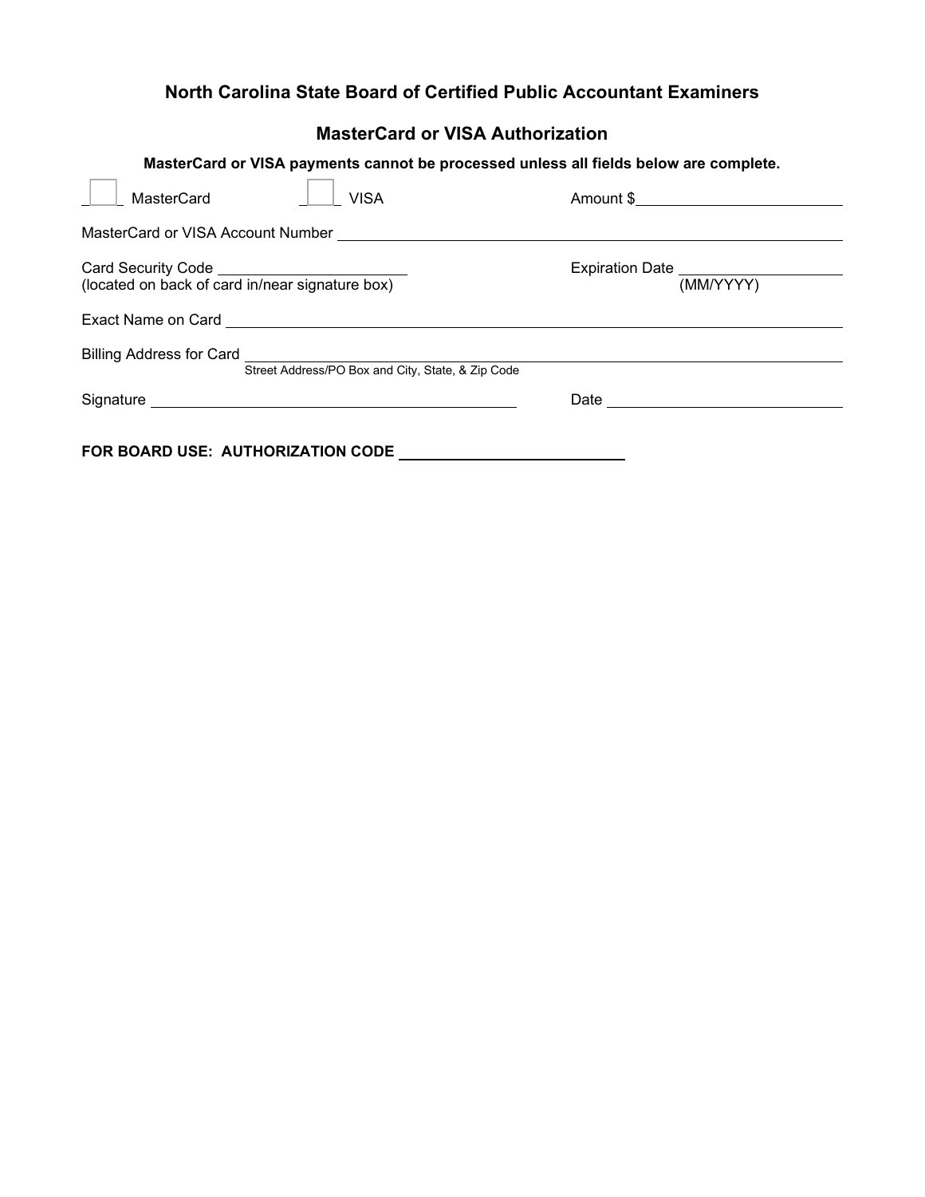## North Carolina State Board of Certified Public Accountant Examiners

## MasterCard or VISA Authorization

**MasterCard or VISA payments cannot be processed unless all fields below are complete.**

☐ MasterCard ☐ VISA Amount $____________________

MasterCard or VISA Account Number ____________________________________________

Card Security Code ____________________ Expiration Date ____________________
(located on back of card in/near signature box) (MM/YYYY)

Exact Name on Card ____________________________________________

Billing Address for Card ____________________________________________
Street Address/PO Box and City, State, & Zip Code

Signature ____________________________________ Date ____________________

**FOR BOARD USE: AUTHORIZATION CODE** ____________________